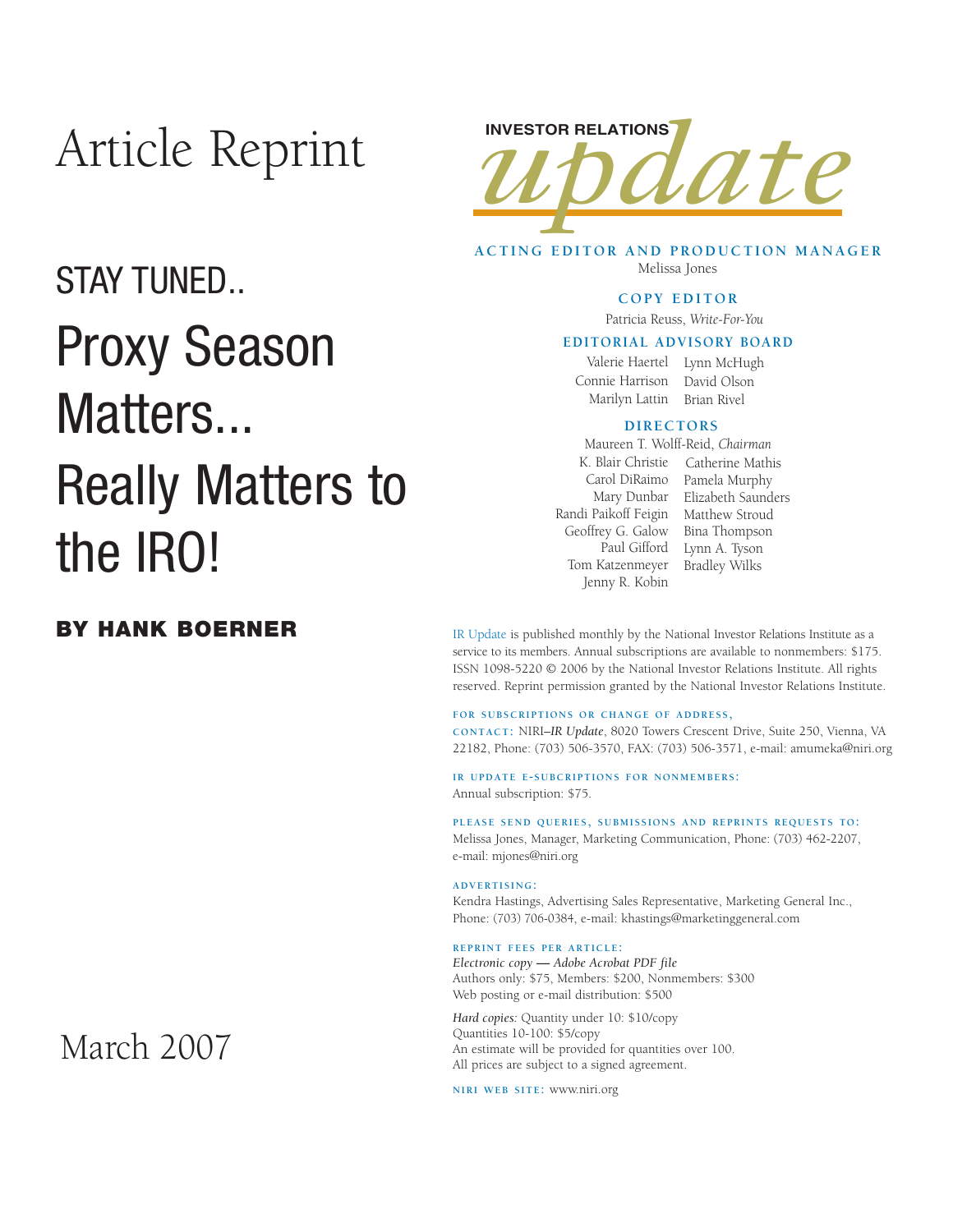Article Reprint

# STAY TUNED..

# Proxy Season Matters... Really Matters to the IRO!

**BY HANK BOERNER**

March 2007

INVESTOR RELATIONS *update*

**ACTING EDITOR AND PRODUCTION MANAGER**
Melissa Jones

**COPY EDITOR**
Patricia Reuss, *Write-For-You*

**EDITORIAL ADVISORY BOARD**
Valerie Haertel
Connie Harrison
Marilyn Lattin
Lynn McHugh
David Olson
Brian Rivel

**DIRECTORS**
Maureen T. Wolff-Reid, *Chairman*
K. Blair Christie
Carol DiRaimo
Mary Dunbar
Randi Paikoff Feigin
Geoffrey G. Galow
Paul Gifford
Tom Katzenmeyer
Jenny R. Kobin
Catherine Mathis
Pamela Murphy
Elizabeth Saunders
Matthew Stroud
Bina Thompson
Lynn A. Tyson
Bradley Wilks

IR Update is published monthly by the National Investor Relations Institute as a service to its members. Annual subscriptions are available to nonmembers: $175. ISSN 1098-5220 © 2006 by the National Investor Relations Institute. All rights reserved. Reprint permission granted by the National Investor Relations Institute.

**FOR SUBSCRIPTIONS OR CHANGE OF ADDRESS, CONTACT:** NIRI–*IR Update*, 8020 Towers Crescent Drive, Suite 250, Vienna, VA 22182, Phone: (703) 506-3570, FAX: (703) 506-3571, e-mail: amumeka@niri.org

**IR UPDATE E-SUBCRIPTIONS FOR NONMEMBERS:**
Annual subscription: $75.

**PLEASE SEND QUERIES, SUBMISSIONS AND REPRINTS REQUESTS TO:**
Melissa Jones, Manager, Marketing Communication, Phone: (703) 462-2207, e-mail: mjones@niri.org

**ADVERTISING:**
Kendra Hastings, Advertising Sales Representative, Marketing General Inc., Phone: (703) 706-0384, e-mail: khastings@marketinggeneral.com

**REPRINT FEES PER ARTICLE:**
*Electronic copy — Adobe Acrobat PDF file*
Authors only: $75, Members: $200, Nonmembers: $300
Web posting or e-mail distribution: $500

*Hard copies:* Quantity under 10: $10/copy
Quantities 10-100: $5/copy
An estimate will be provided for quantities over 100.
All prices are subject to a signed agreement.

**NIRI WEB SITE:** www.niri.org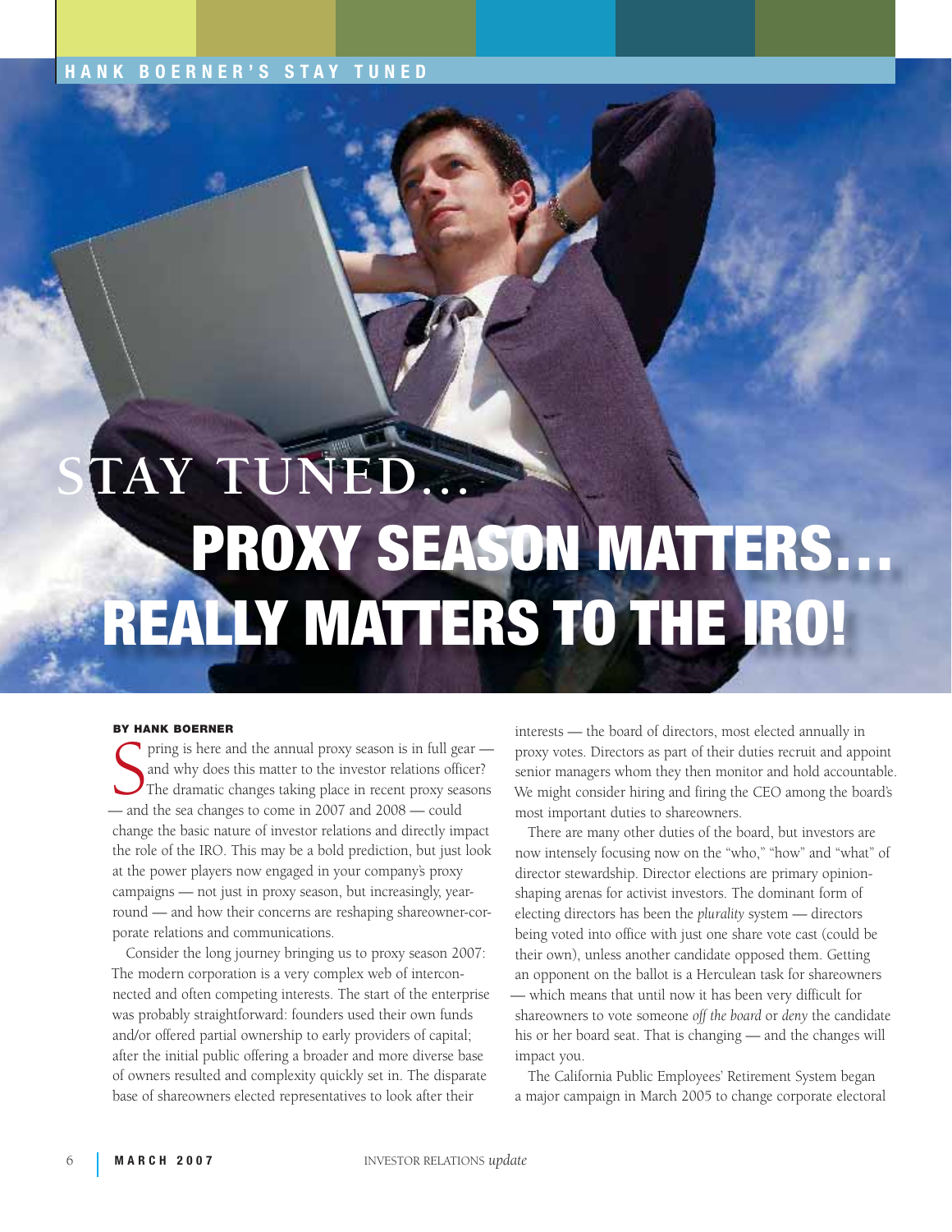# STAY TUNED...

# PROXY SEASON MATTERS... REALLY MATTERS TO THE IRO!

**BY HANK BOERNER**

Spring is here and the annual proxy season is in full gear — and why does this matter to the investor relations officer? The dramatic changes taking place in recent proxy seasons — and the sea changes to come in 2007 and 2008 — could change the basic nature of investor relations and directly impact the role of the IRO. This may be a bold prediction, but just look at the power players now engaged in your company's proxy campaigns — not just in proxy season, but increasingly, year-round — and how their concerns are reshaping shareowner-corporate relations and communications.

Consider the long journey bringing us to proxy season 2007: The modern corporation is a very complex web of interconnected and often competing interests. The start of the enterprise was probably straightforward: founders used their own funds and/or offered partial ownership to early providers of capital; after the initial public offering a broader and more diverse base of owners resulted and complexity quickly set in. The disparate base of shareowners elected representatives to look after their interests — the board of directors, most elected annually in proxy votes. Directors as part of their duties recruit and appoint senior managers whom they then monitor and hold accountable. We might consider hiring and firing the CEO among the board's most important duties to shareowners.

There are many other duties of the board, but investors are now intensely focusing now on the "who," "how" and "what" of director stewardship. Director elections are primary opinion-shaping arenas for activist investors. The dominant form of electing directors has been the *plurality* system — directors being voted into office with just one share vote cast (could be their own), unless another candidate opposed them. Getting an opponent on the ballot is a Herculean task for shareowners — which means that until now it has been very difficult for shareowners to vote someone *off the board* or *deny* the candidate his or her board seat. That is changing — and the changes will impact you.

The California Public Employees' Retirement System began a major campaign in March 2005 to change corporate electoral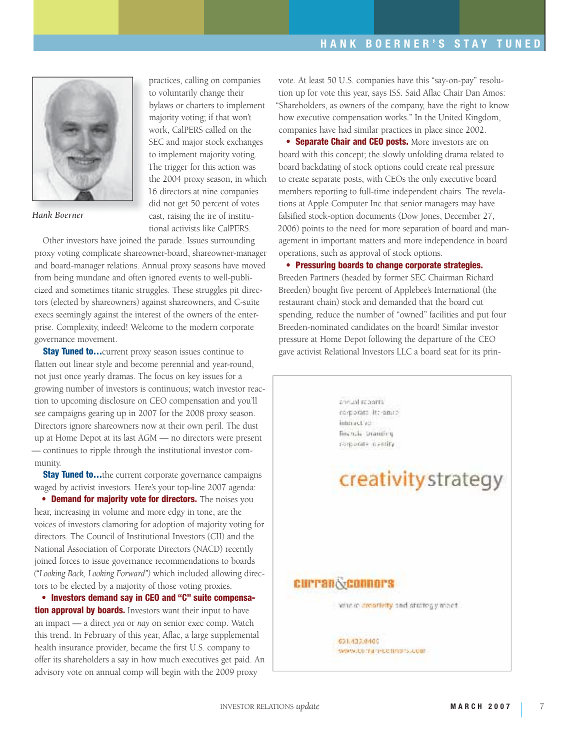Hank Boerner

practices, calling on companies to voluntarily change their bylaws or charters to implement majority voting; if that won't work, CalPERS called on the SEC and major stock exchanges to implement majority voting. The trigger for this action was the 2004 proxy season, in which 16 directors at nine companies did not get 50 percent of votes cast, raising the ire of institutional activists like CalPERS.

Other investors have joined the parade. Issues surrounding proxy voting complicate shareowner-board, shareowner-manager and board-manager relations. Annual proxy seasons have moved from being mundane and often ignored events to well-publicized and sometimes titanic struggles. These struggles pit directors (elected by shareowners) against shareowners, and C-suite execs seemingly against the interest of the owners of the enterprise. Complexity, indeed! Welcome to the modern corporate governance movement.

**Stay Tuned to…**current proxy season issues continue to flatten out linear style and become perennial and year-round, not just once yearly dramas. The focus on key issues for a growing number of investors is continuous; watch investor reaction to upcoming disclosure on CEO compensation and you'll see campaigns gearing up in 2007 for the 2008 proxy season. Directors ignore shareowners now at their own peril. The dust up at Home Depot at its last AGM — no directors were present — continues to ripple through the institutional investor community.

**Stay Tuned to…**the current corporate governance campaigns waged by activist investors. Here's your top-line 2007 agenda:

- **Demand for majority vote for directors.** The noises you hear, increasing in volume and more edgy in tone, are the voices of investors clamoring for adoption of majority voting for directors. The Council of Institutional Investors (CII) and the National Association of Corporate Directors (NACD) recently joined forces to issue governance recommendations to boards *("Looking Back, Looking Forward")* which included allowing directors to be elected by a majority of those voting proxies.
- **Investors demand say in CEO and "C" suite compensation approval by boards.** Investors want their input to have an impact — a direct *yea* or *nay* on senior exec comp. Watch this trend. In February of this year, Aflac, a large supplemental health insurance provider, became the first U.S. company to offer its shareholders a say in how much executives get paid. An advisory vote on annual comp will begin with the 2009 proxy vote. At least 50 U.S. companies have this "say-on-pay" resolution up for vote this year, says ISS. Said Aflac Chair Dan Amos: "Shareholders, as owners of the company, have the right to know how executive compensation works." In the United Kingdom, companies have had similar practices in place since 2002.
- **Separate Chair and CEO posts.** More investors are on board with this concept; the slowly unfolding drama related to board backdating of stock options could create real pressure to create separate posts, with CEOs the only executive board members reporting to full-time independent chairs. The revelations at Apple Computer Inc that senior managers may have falsified stock-option documents (Dow Jones, December 27, 2006) points to the need for more separation of board and management in important matters and more independence in board operations, such as approval of stock options.
- **Pressuring boards to change corporate strategies.** Breeden Partners (headed by former SEC Chairman Richard Breeden) bought five percent of Applebee's International (the restaurant chain) stock and demanded that the board cut spending, reduce the number of "owned" facilities and put four Breeden-nominated candidates on the board! Similar investor pressure at Home Depot following the departure of the CEO gave activist Relational Investors LLC a board seat for its prin-

annual reports
corporate literature
interactive
financial branding
corporate identity

creativity strategy

curran & connors

where creativity and strategy meet

631.433.0400
www.curran-connors.com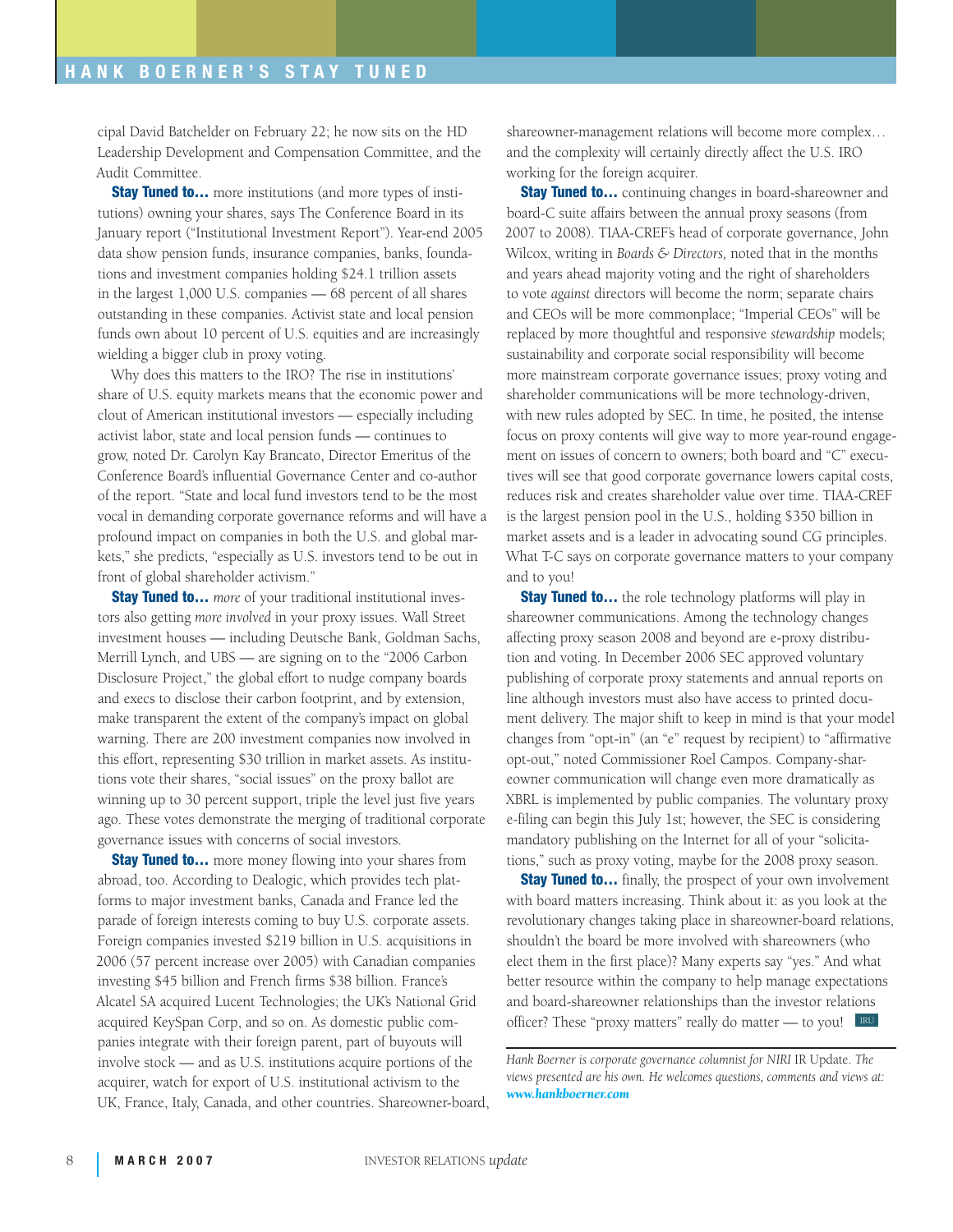cipal David Batchelder on February 22; he now sits on the HD Leadership Development and Compensation Committee, and the Audit Committee.

**Stay Tuned to…** more institutions (and more types of institutions) owning your shares, says The Conference Board in its January report ("Institutional Investment Report"). Year-end 2005 data show pension funds, insurance companies, banks, foundations and investment companies holding $24.1 trillion assets in the largest 1,000 U.S. companies — 68 percent of all shares outstanding in these companies. Activist state and local pension funds own about 10 percent of U.S. equities and are increasingly wielding a bigger club in proxy voting.

Why does this matters to the IRO? The rise in institutions' share of U.S. equity markets means that the economic power and clout of American institutional investors — especially including activist labor, state and local pension funds — continues to grow, noted Dr. Carolyn Kay Brancato, Director Emeritus of the Conference Board's influential Governance Center and co-author of the report. "State and local fund investors tend to be the most vocal in demanding corporate governance reforms and will have a profound impact on companies in both the U.S. and global markets," she predicts, "especially as U.S. investors tend to be out in front of global shareholder activism."

**Stay Tuned to…** *more* of your traditional institutional investors also getting *more involved* in your proxy issues. Wall Street investment houses — including Deutsche Bank, Goldman Sachs, Merrill Lynch, and UBS — are signing on to the "2006 Carbon Disclosure Project," the global effort to nudge company boards and execs to disclose their carbon footprint, and by extension, make transparent the extent of the company's impact on global warming. There are 200 investment companies now involved in this effort, representing $30 trillion in market assets. As institutions vote their shares, "social issues" on the proxy ballot are winning up to 30 percent support, triple the level just five years ago. These votes demonstrate the merging of traditional corporate governance issues with concerns of social investors.

**Stay Tuned to…** more money flowing into your shares from abroad, too. According to Dealogic, which provides tech platforms to major investment banks, Canada and France led the parade of foreign interests coming to buy U.S. corporate assets. Foreign companies invested $219 billion in U.S. acquisitions in 2006 (57 percent increase over 2005) with Canadian companies investing $45 billion and French firms $38 billion. France's Alcatel SA acquired Lucent Technologies; the UK's National Grid acquired KeySpan Corp, and so on. As domestic public companies integrate with their foreign parent, part of buyouts will involve stock — and as U.S. institutions acquire portions of the acquirer, watch for export of U.S. institutional activism to the UK, France, Italy, Canada, and other countries. Shareowner-board, shareowner-management relations will become more complex… and the complexity will certainly directly affect the U.S. IRO working for the foreign acquirer.

**Stay Tuned to…** continuing changes in board-shareowner and board-C suite affairs between the annual proxy seasons (from 2007 to 2008). TIAA-CREF's head of corporate governance, John Wilcox, writing in *Boards & Directors*, noted that in the months and years ahead majority voting and the right of shareholders to vote *against* directors will become the norm; separate chairs and CEOs will be more commonplace; "Imperial CEOs" will be replaced by more thoughtful and responsive *stewardship* models; sustainability and corporate social responsibility will become more mainstream corporate governance issues; proxy voting and shareholder communications will be more technology-driven, with new rules adopted by SEC. In time, he posited, the intense focus on proxy contents will give way to more year-round engagement on issues of concern to owners; both board and "C" executives will see that good corporate governance lowers capital costs, reduces risk and creates shareholder value over time. TIAA-CREF is the largest pension pool in the U.S., holding $350 billion in market assets and is a leader in advocating sound CG principles. What T-C says on corporate governance matters to your company and to you!

**Stay Tuned to…** the role technology platforms will play in shareowner communications. Among the technology changes affecting proxy season 2008 and beyond are e-proxy distribution and voting. In December 2006 SEC approved voluntary publishing of corporate proxy statements and annual reports on line although investors must also have access to printed document delivery. The major shift to keep in mind is that your model changes from "opt-in" (an "e" request by recipient) to "affirmative opt-out," noted Commissioner Roel Campos. Company-shareowner communication will change even more dramatically as XBRL is implemented by public companies. The voluntary proxy e-filing can begin this July 1st; however, the SEC is considering mandatory publishing on the Internet for all of your "solicitations," such as proxy voting, maybe for the 2008 proxy season.

**Stay Tuned to…** finally, the prospect of your own involvement with board matters increasing. Think about it: as you look at the revolutionary changes taking place in shareowner-board relations, shouldn't the board be more involved with shareowners (who elect them in the first place)? Many experts say "yes." And what better resource within the company to help manage expectations and board-shareowner relationships than the investor relations officer? These "proxy matters" really do matter — to you! IRU

---

*Hank Boerner is corporate governance columnist for NIRI* IR Update. *The views presented are his own. He welcomes questions, comments and views at:* ***www.hankboerner.com***